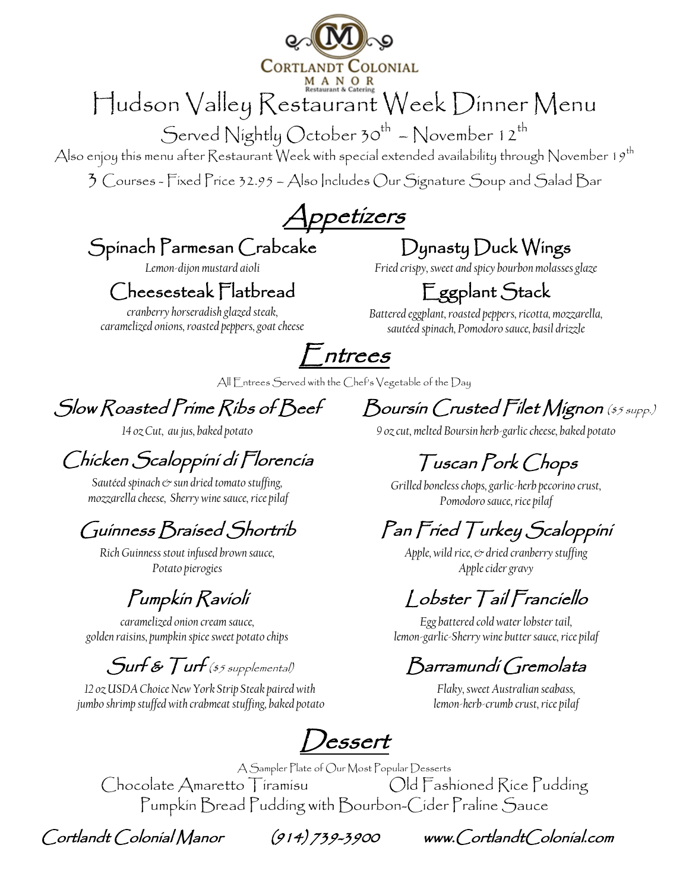Cortlandt Colonial Manor
Restaurant & Catering

# Hudson Valley Restaurant Week Dinner Menu

Served Nightly October 30th – November 12th

Also enjoy this menu after Restaurant Week with special extended availability through November 19th

3 Courses - Fixed Price 32.95 – Also Includes Our Signature Soup and Salad Bar

## Appetizers

### Spinach Parmesan Crabcake

*Lemon-dijon mustard aioli*

### Dynasty Duck Wings

*Fried crispy, sweet and spicy bourbon molasses glaze*

### Cheesesteak Flatbread

*cranberry horseradish glazed steak, caramelized onions, roasted peppers, goat cheese*

### Eggplant Stack

*Battered eggplant, roasted peppers, ricotta, mozzarella, sautéed spinach, Pomodoro sauce, basil drizzle*

## Entrees

All Entrees Served with the Chef's Vegetable of the Day

### Slow Roasted Prime Ribs of Beef

*14 oz Cut, au jus, baked potato*

### Boursin Crusted Filet Mignon ($5 supp.)

*9 oz cut, melted Boursin herb-garlic cheese, baked potato*

### Chicken Scaloppini di Florencia

*Sautéed spinach & sun dried tomato stuffing, mozzarella cheese, Sherry wine sauce, rice pilaf*

### Tuscan Pork Chops

*Grilled boneless chops, garlic-herb pecorino crust, Pomodoro sauce, rice pilaf*

### Guinness Braised Shortrib

*Rich Guinness stout infused brown sauce, Potato pierogies*

### Pan Fried Turkey Scaloppini

*Apple, wild rice, & dried cranberry stuffing Apple cider gravy*

### Pumpkin Ravioli

*caramelized onion cream sauce, golden raisins, pumpkin spice sweet potato chips*

### Lobster Tail Franciello

*Egg battered cold water lobster tail, lemon-garlic-Sherry wine butter sauce, rice pilaf*

### Surf & Turf ($5 supplemental)

*12 oz USDA Choice New York Strip Steak paired with jumbo shrimp stuffed with crabmeat stuffing, baked potato*

### Barramundi Gremolata

*Flaky, sweet Australian seabass, lemon-herb-crumb crust, rice pilaf*

## Dessert

A Sampler Plate of Our Most Popular Desserts

Chocolate Amaretto Tiramisu

Old Fashioned Rice Pudding

Pumpkin Bread Pudding with Bourbon-Cider Praline Sauce

Cortlandt Colonial Manor (914) 739-3900 www.CortlandtColonial.com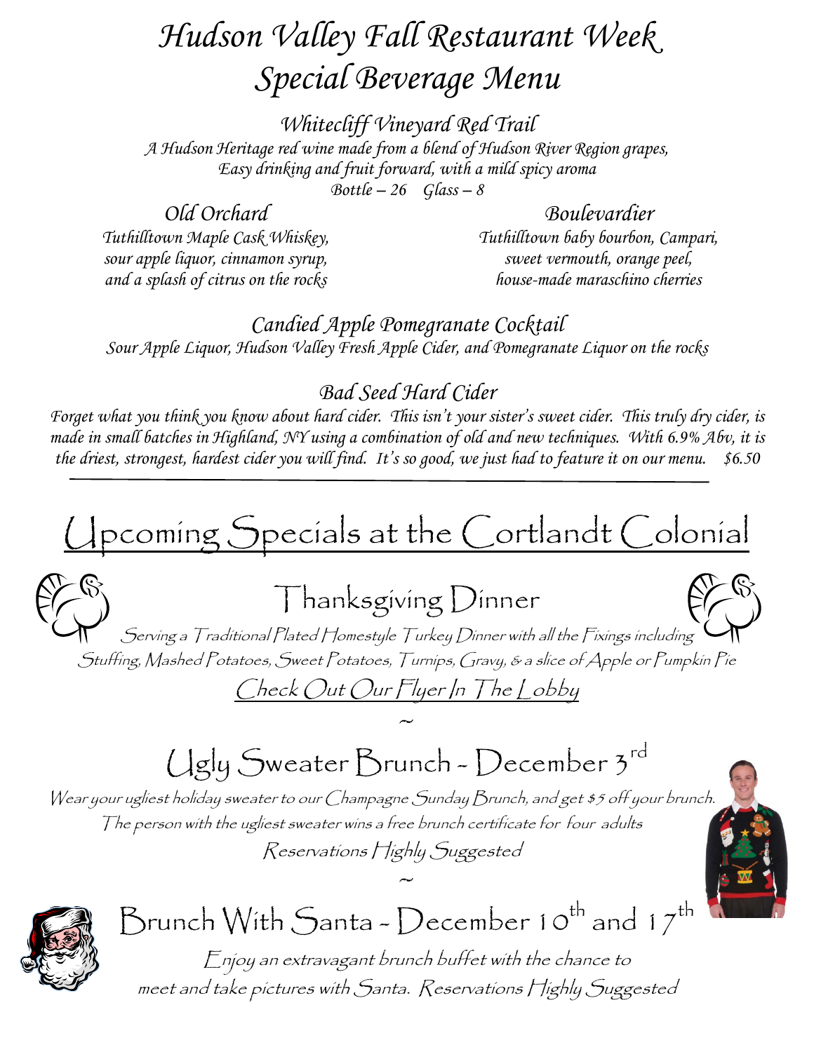# *Hudson Valley Fall Restaurant Week*
# *Special Beverage Menu*

### *Whitecliff Vineyard Red Trail*

*A Hudson Heritage red wine made from a blend of Hudson River Region grapes,*
*Easy drinking and fruit forward, with a mild spicy aroma*
*Bottle – 26 Glass – 8*

### *Old Orchard*

*Tuthilltown Maple Cask Whiskey,*
*sour apple liquor, cinnamon syrup,*
*and a splash of citrus on the rocks*

### *Boulevardier*

*Tuthilltown baby bourbon, Campari,*
*sweet vermouth, orange peel,*
*house-made maraschino cherries*

### *Candied Apple Pomegranate Cocktail*

*Sour Apple Liquor, Hudson Valley Fresh Apple Cider, and Pomegranate Liquor on the rocks*

### *Bad Seed Hard Cider*

*Forget what you think you know about hard cider. This isn't your sister's sweet cider. This truly dry cider, is made in small batches in Highland, NY using a combination of old and new techniques. With 6.9% Abv, it is the driest, strongest, hardest cider you will find. It's so good, we just had to feature it on our menu. $6.50*

---

## Upcoming Specials at the Cortlandt Colonial

### Thanksgiving Dinner

*Serving a Traditional Plated Homestyle Turkey Dinner with all the Fixings including Stuffing, Mashed Potatoes, Sweet Potatoes, Turnips, Gravy, & a slice of Apple or Pumpkin Pie*

Check Out Our Flyer In The Lobby

~

### Ugly Sweater Brunch - December 3rd

*Wear your ugliest holiday sweater to our Champagne Sunday Brunch, and get $5 off your brunch. The person with the ugliest sweater wins a free brunch certificate for four adults*

*Reservations Highly Suggested*

~

### Brunch With Santa - December 10th and 17th

*Enjoy an extravagant brunch buffet with the chance to meet and take pictures with Santa. Reservations Highly Suggested*